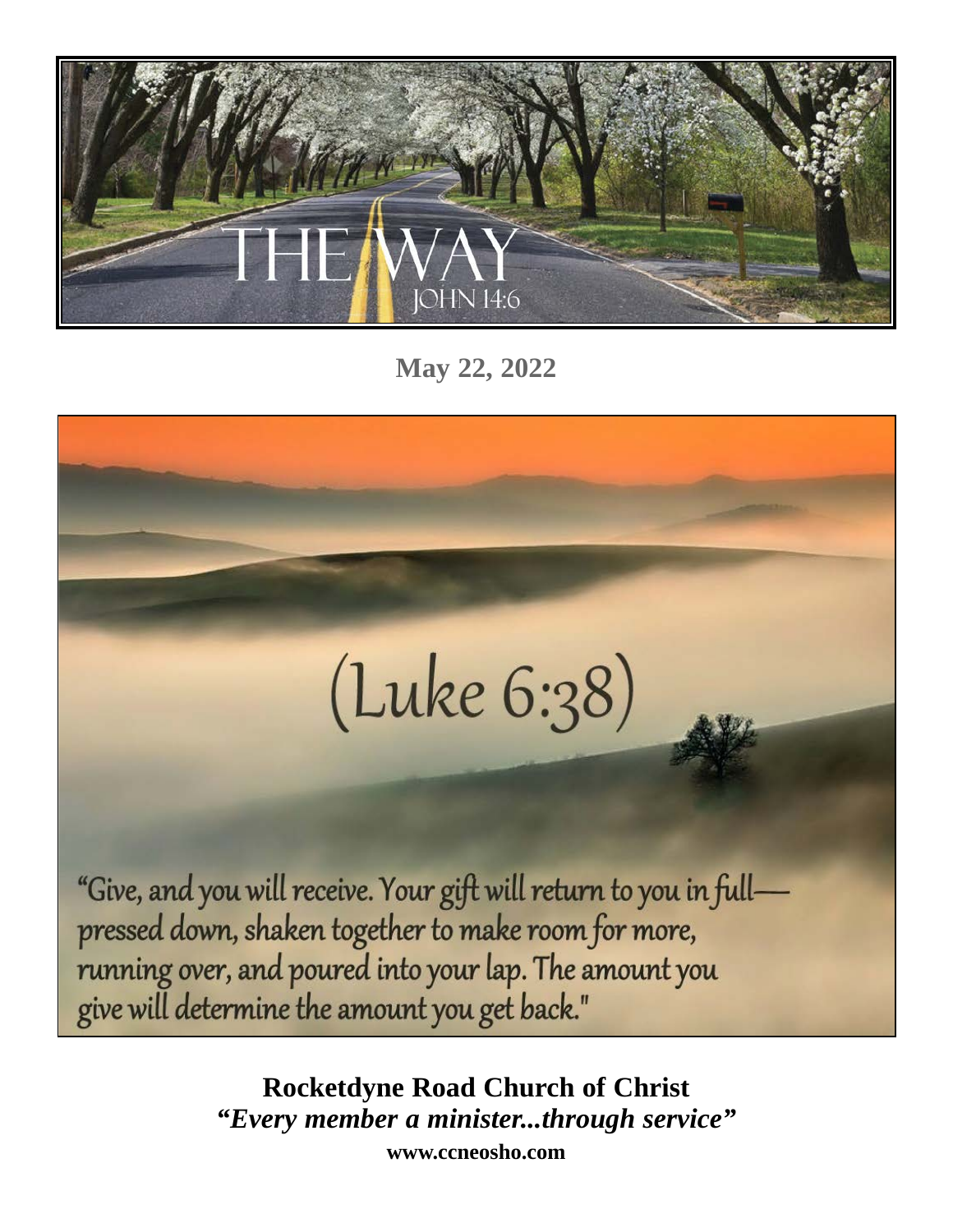# THE WAY

JOHN 14:6

**May 22, 2022**

(Luke 6:38)

"Give, and you will receive. Your gift will return to you in full—pressed down, shaken together to make room for more, running over, and poured into your lap. The amount you give will determine the amount you get back."

**Rocketdyne Road Church of Christ**

***"Every member a minister...through service"***

**www.ccneosho.com**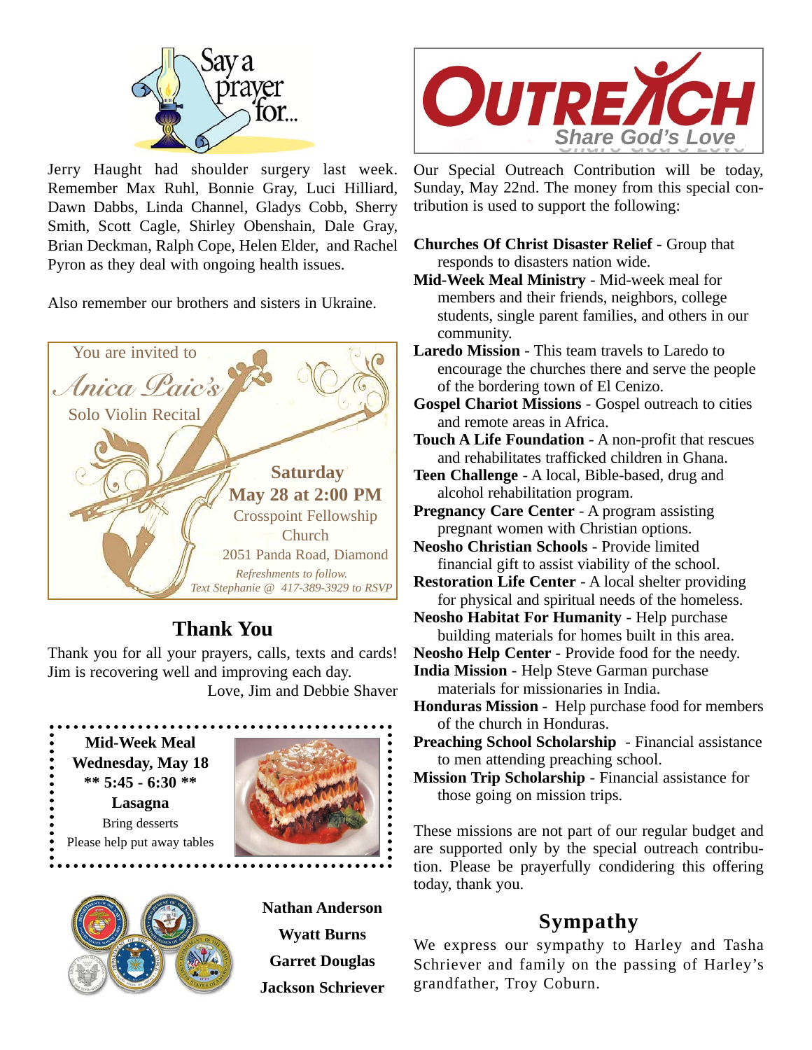## Say a prayer for...

Jerry Haught had shoulder surgery last week. Remember Max Ruhl, Bonnie Gray, Luci Hilliard, Dawn Dabbs, Linda Channel, Gladys Cobb, Sherry Smith, Scott Cagle, Shirley Obenshain, Dale Gray, Brian Deckman, Ralph Cope, Helen Elder, and Rachel Pyron as they deal with ongoing health issues.

Also remember our brothers and sisters in Ukraine.

You are invited to

*Anica Paic's*

Solo Violin Recital

**Saturday**
**May 28 at 2:00 PM**
Crosspoint Fellowship Church
2051 Panda Road, Diamond

*Refreshments to follow.*
*Text Stephanie @ 417-389-3929 to RSVP*

## Thank You

Thank you for all your prayers, calls, texts and cards! Jim is recovering well and improving each day.

Love, Jim and Debbie Shaver

**Mid-Week Meal**
**Wednesday, May 18**
**\*\* 5:45 - 6:30 \*\***
**Lasagna**
Bring desserts
Please help put away tables

**Nathan Anderson**
**Wyatt Burns**
**Garret Douglas**
**Jackson Schriever**

## OUTREACH
*Share God's Love*

Our Special Outreach Contribution will be today, Sunday, May 22nd. The money from this special contribution is used to support the following:

**Churches Of Christ Disaster Relief** - Group that responds to disasters nation wide.
**Mid-Week Meal Ministry** - Mid-week meal for members and their friends, neighbors, college students, single parent families, and others in our community.
**Laredo Mission** - This team travels to Laredo to encourage the churches there and serve the people of the bordering town of El Cenizo.
**Gospel Chariot Missions** - Gospel outreach to cities and remote areas in Africa.
**Touch A Life Foundation** - A non-profit that rescues and rehabilitates trafficked children in Ghana.
**Teen Challenge** - A local, Bible-based, drug and alcohol rehabilitation program.
**Pregnancy Care Center** - A program assisting pregnant women with Christian options.
**Neosho Christian Schools** - Provide limited financial gift to assist viability of the school.
**Restoration Life Center** - A local shelter providing for physical and spiritual needs of the homeless.
**Neosho Habitat For Humanity** - Help purchase building materials for homes built in this area.
**Neosho Help Center -** Provide food for the needy.
**India Mission** - Help Steve Garman purchase materials for missionaries in India.
**Honduras Mission** - Help purchase food for members of the church in Honduras.
**Preaching School Scholarship** - Financial assistance to men attending preaching school.
**Mission Trip Scholarship** - Financial assistance for those going on mission trips.

These missions are not part of our regular budget and are supported only by the special outreach contribution. Please be prayerfully condidering this offering today, thank you.

## Sympathy

We express our sympathy to Harley and Tasha Schriever and family on the passing of Harley's grandfather, Troy Coburn.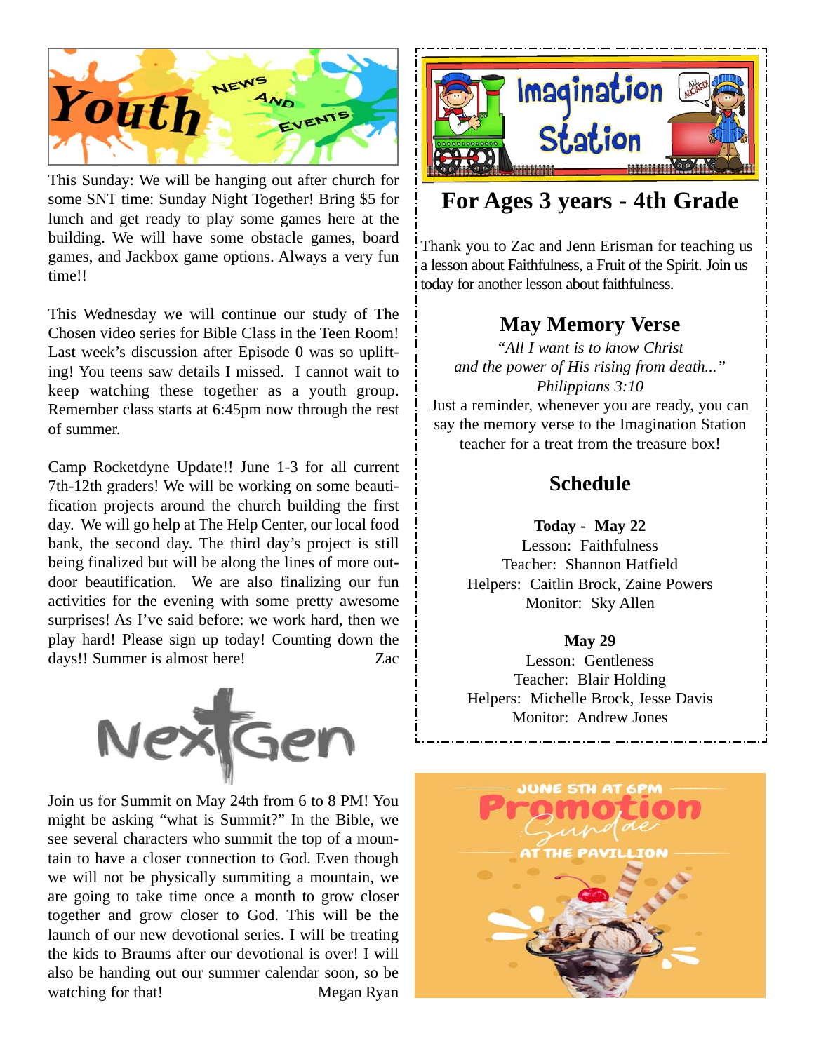# Youth News and Events

This Sunday: We will be hanging out after church for some SNT time: Sunday Night Together! Bring $5 for lunch and get ready to play some games here at the building. We will have some obstacle games, board games, and Jackbox game options. Always a very fun time!!

This Wednesday we will continue our study of The Chosen video series for Bible Class in the Teen Room! Last week's discussion after Episode 0 was so uplifting! You teens saw details I missed. I cannot wait to keep watching these together as a youth group. Remember class starts at 6:45pm now through the rest of summer.

Camp Rocketdyne Update!! June 1-3 for all current 7th-12th graders! We will be working on some beautification projects around the church building the first day. We will go help at The Help Center, our local food bank, the second day. The third day's project is still being finalized but will be along the lines of more outdoor beautification. We are also finalizing our fun activities for the evening with some pretty awesome surprises! As I've said before: we work hard, then we play hard! Please sign up today! Counting down the days!! Summer is almost here! Zac

# NextGen

Join us for Summit on May 24th from 6 to 8 PM! You might be asking "what is Summit?" In the Bible, we see several characters who summit the top of a mountain to have a closer connection to God. Even though we will not be physically summiting a mountain, we are going to take time once a month to grow closer together and grow closer to God. This will be the launch of our new devotional series. I will be treating the kids to Braums after our devotional is over! I will also be handing out our summer calendar soon, so be watching for that! Megan Ryan

# Imagination Station

## For Ages 3 years - 4th Grade

Thank you to Zac and Jenn Erisman for teaching us a lesson about Faithfulness, a Fruit of the Spirit. Join us today for another lesson about faithfulness.

### May Memory Verse

*"All I want is to know Christ and the power of His rising from death..."*
*Philippians 3:10*

Just a reminder, whenever you are ready, you can say the memory verse to the Imagination Station teacher for a treat from the treasure box!

### Schedule

**Today - May 22**
Lesson: Faithfulness
Teacher: Shannon Hatfield
Helpers: Caitlin Brock, Zaine Powers
Monitor: Sky Allen

**May 29**
Lesson: Gentleness
Teacher: Blair Holding
Helpers: Michelle Brock, Jesse Davis
Monitor: Andrew Jones

JUNE 5TH AT 6PM
Promotion Sundae
AT THE PAVILLION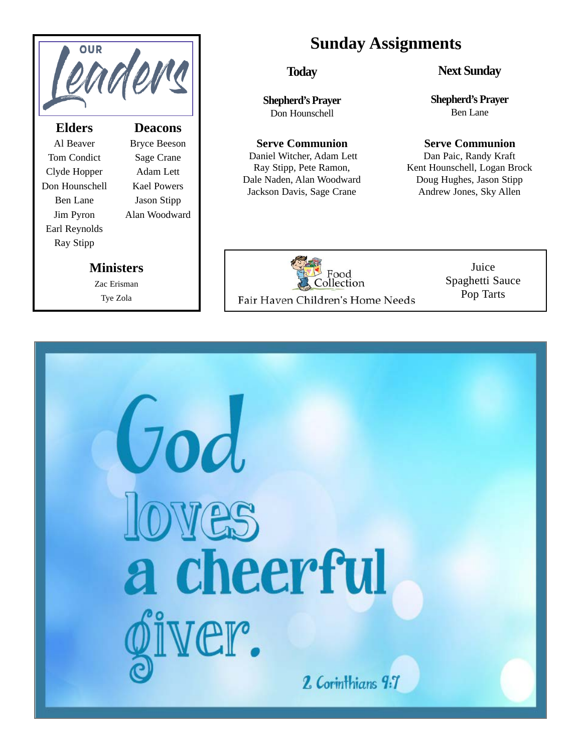## Our Leaders

### Elders

Al Beaver
Tom Condict
Clyde Hopper
Don Hounschell
Ben Lane
Jim Pyron
Earl Reynolds
Ray Stipp

### Deacons

Bryce Beeson
Sage Crane
Adam Lett
Kael Powers
Jason Stipp
Alan Woodward

### Ministers

Zac Erisman
Tye Zola

# Sunday Assignments

## Today

**Shepherd's Prayer**
Don Hounschell

**Serve Communion**
Daniel Witcher, Adam Lett
Ray Stipp, Pete Ramon,
Dale Naden, Alan Woodward
Jackson Davis, Sage Crane

## Next Sunday

**Shepherd's Prayer**
Ben Lane

**Serve Communion**
Dan Paic, Randy Kraft
Kent Hounschell, Logan Brock
Doug Hughes, Jason Stipp
Andrew Jones, Sky Allen

## Food Collection

Fair Haven Children's Home Needs

Juice
Spaghetti Sauce
Pop Tarts

God loves a cheerful giver.
2 Corinthians 9:7